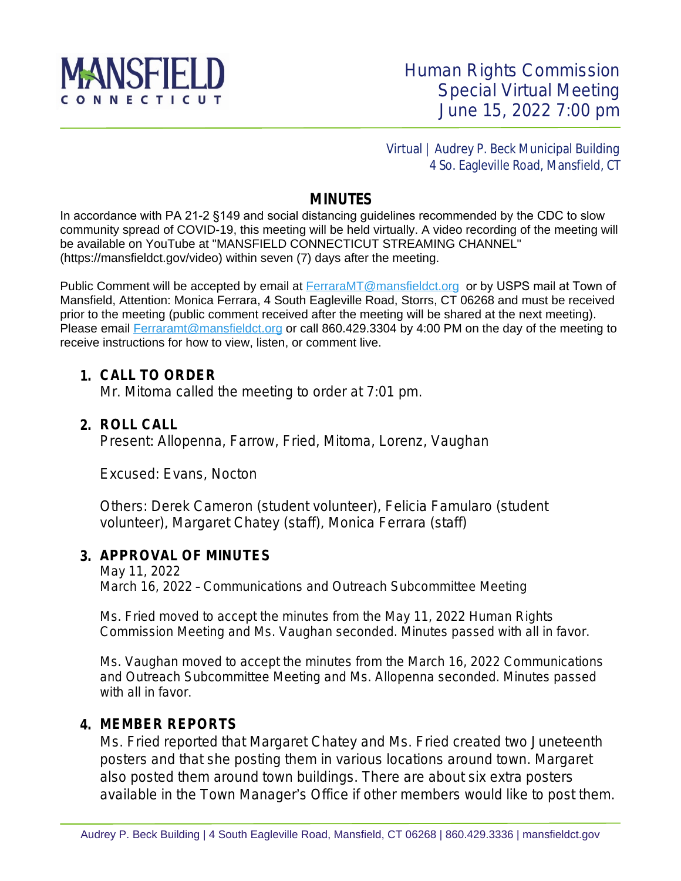MANSFIELD CONNECTICUT

# Human Rights Commission Special Virtual Meeting June 15, 2022 7:00 pm

Virtual | Audrey P. Beck Municipal Building
4 So. Eagleville Road, Mansfield, CT

## MINUTES

In accordance with PA 21-2 §149 and social distancing guidelines recommended by the CDC to slow community spread of COVID-19, this meeting will be held virtually. A video recording of the meeting will be available on YouTube at "MANSFIELD CONNECTICUT STREAMING CHANNEL" (https://mansfieldct.gov/video) within seven (7) days after the meeting.

Public Comment will be accepted by email at FerraraMT@mansfieldct.org or by USPS mail at Town of Mansfield, Attention: Monica Ferrara, 4 South Eagleville Road, Storrs, CT 06268 and must be received prior to the meeting (public comment received after the meeting will be shared at the next meeting). Please email Ferraramt@mansfieldct.org or call 860.429.3304 by 4:00 PM on the day of the meeting to receive instructions for how to view, listen, or comment live.

### 1. CALL TO ORDER

Mr. Mitoma called the meeting to order at 7:01 pm.

### 2. ROLL CALL

Present: Allopenna, Farrow, Fried, Mitoma, Lorenz, Vaughan

Excused: Evans, Nocton

Others: Derek Cameron (student volunteer), Felicia Famularo (student volunteer), Margaret Chatey (staff), Monica Ferrara (staff)

### 3. APPROVAL OF MINUTES

May 11, 2022
March 16, 2022 – Communications and Outreach Subcommittee Meeting

Ms. Fried moved to accept the minutes from the May 11, 2022 Human Rights Commission Meeting and Ms. Vaughan seconded. Minutes passed with all in favor.

Ms. Vaughan moved to accept the minutes from the March 16, 2022 Communications and Outreach Subcommittee Meeting and Ms. Allopenna seconded. Minutes passed with all in favor.

### 4. MEMBER REPORTS

Ms. Fried reported that Margaret Chatey and Ms. Fried created two Juneteenth posters and that she posting them in various locations around town. Margaret also posted them around town buildings. There are about six extra posters available in the Town Manager's Office if other members would like to post them.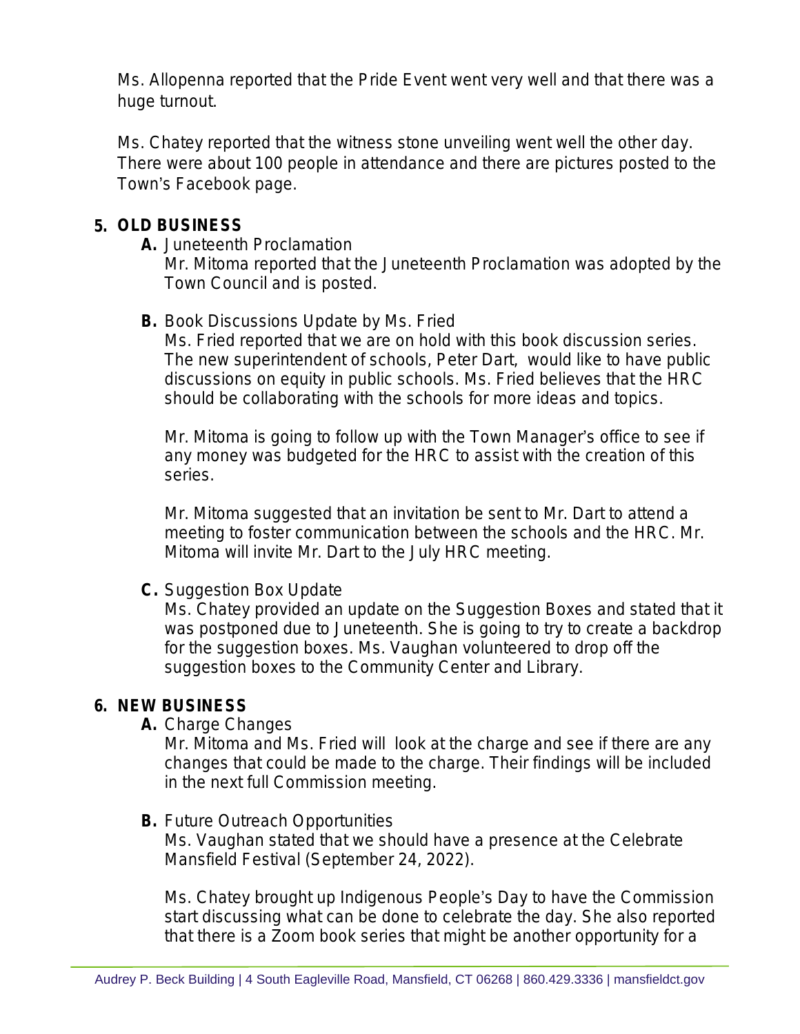Ms. Allopenna reported that the Pride Event went very well and that there was a huge turnout.

Ms. Chatey reported that the witness stone unveiling went well the other day. There were about 100 people in attendance and there are pictures posted to the Town's Facebook page.

## 5. OLD BUSINESS

**A.** Juneteenth Proclamation

Mr. Mitoma reported that the Juneteenth Proclamation was adopted by the Town Council and is posted.

**B.** Book Discussions Update by Ms. Fried

Ms. Fried reported that we are on hold with this book discussion series. The new superintendent of schools, Peter Dart, would like to have public discussions on equity in public schools. Ms. Fried believes that the HRC should be collaborating with the schools for more ideas and topics.

Mr. Mitoma is going to follow up with the Town Manager's office to see if any money was budgeted for the HRC to assist with the creation of this series.

Mr. Mitoma suggested that an invitation be sent to Mr. Dart to attend a meeting to foster communication between the schools and the HRC. Mr. Mitoma will invite Mr. Dart to the July HRC meeting.

**C.** Suggestion Box Update

Ms. Chatey provided an update on the Suggestion Boxes and stated that it was postponed due to Juneteenth. She is going to try to create a backdrop for the suggestion boxes. Ms. Vaughan volunteered to drop off the suggestion boxes to the Community Center and Library.

## 6. NEW BUSINESS

**A.** Charge Changes

Mr. Mitoma and Ms. Fried will look at the charge and see if there are any changes that could be made to the charge. Their findings will be included in the next full Commission meeting.

**B.** Future Outreach Opportunities

Ms. Vaughan stated that we should have a presence at the Celebrate Mansfield Festival (September 24, 2022).

Ms. Chatey brought up Indigenous People's Day to have the Commission start discussing what can be done to celebrate the day. She also reported that there is a Zoom book series that might be another opportunity for a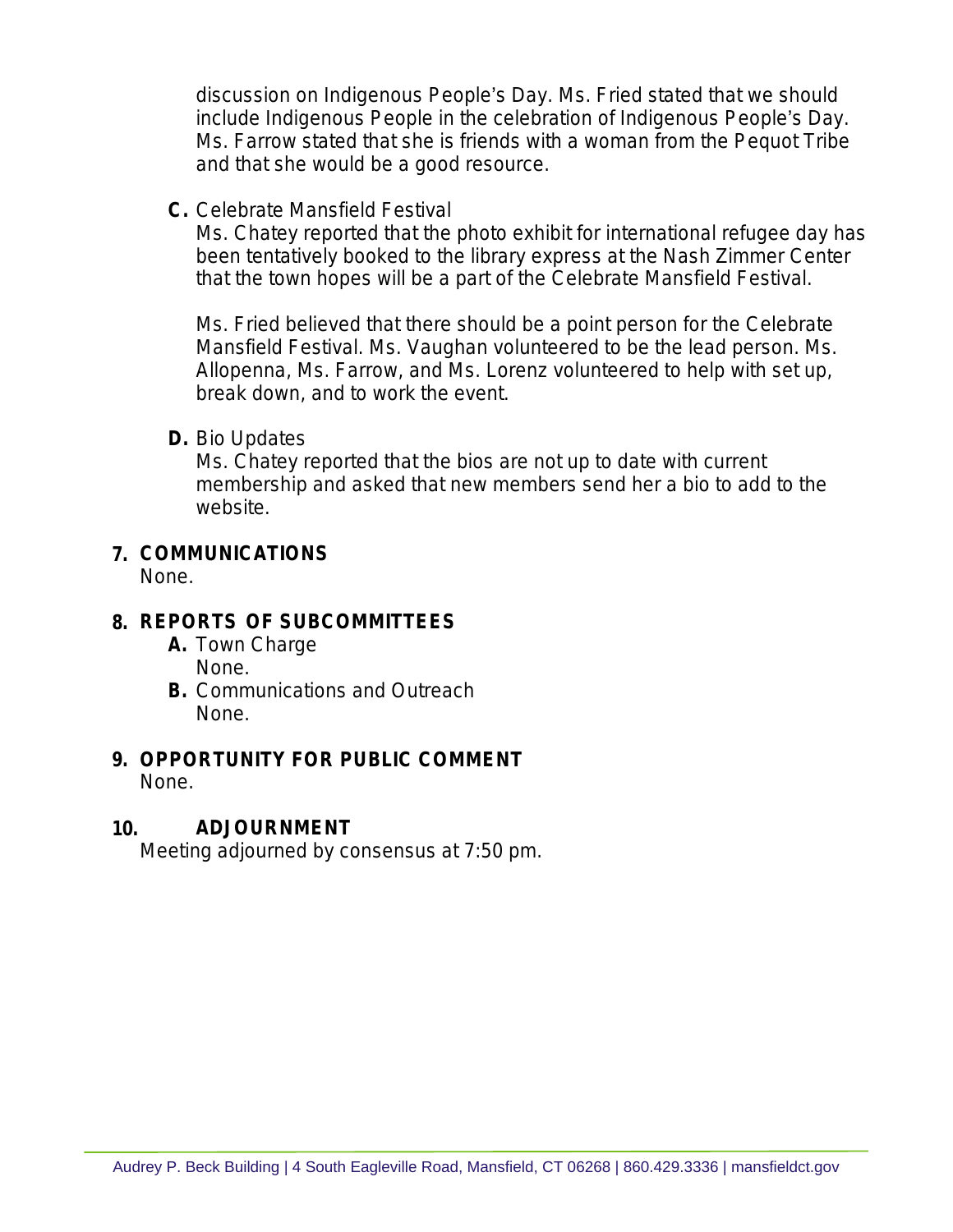discussion on Indigenous People's Day. Ms. Fried stated that we should include Indigenous People in the celebration of Indigenous People's Day. Ms. Farrow stated that she is friends with a woman from the Pequot Tribe and that she would be a good resource.

**C.** Celebrate Mansfield Festival
Ms. Chatey reported that the photo exhibit for international refugee day has been tentatively booked to the library express at the Nash Zimmer Center that the town hopes will be a part of the Celebrate Mansfield Festival.

Ms. Fried believed that there should be a point person for the Celebrate Mansfield Festival. Ms. Vaughan volunteered to be the lead person. Ms. Allopenna, Ms. Farrow, and Ms. Lorenz volunteered to help with set up, break down, and to work the event.

**D.** Bio Updates
Ms. Chatey reported that the bios are not up to date with current membership and asked that new members send her a bio to add to the website.

**7. COMMUNICATIONS**
None.

**8. REPORTS OF SUBCOMMITTEES**

**A.** Town Charge
None.

**B.** Communications and Outreach
None.

**9. OPPORTUNITY FOR PUBLIC COMMENT**
None.

**10. ADJOURNMENT**
Meeting adjourned by consensus at 7:50 pm.